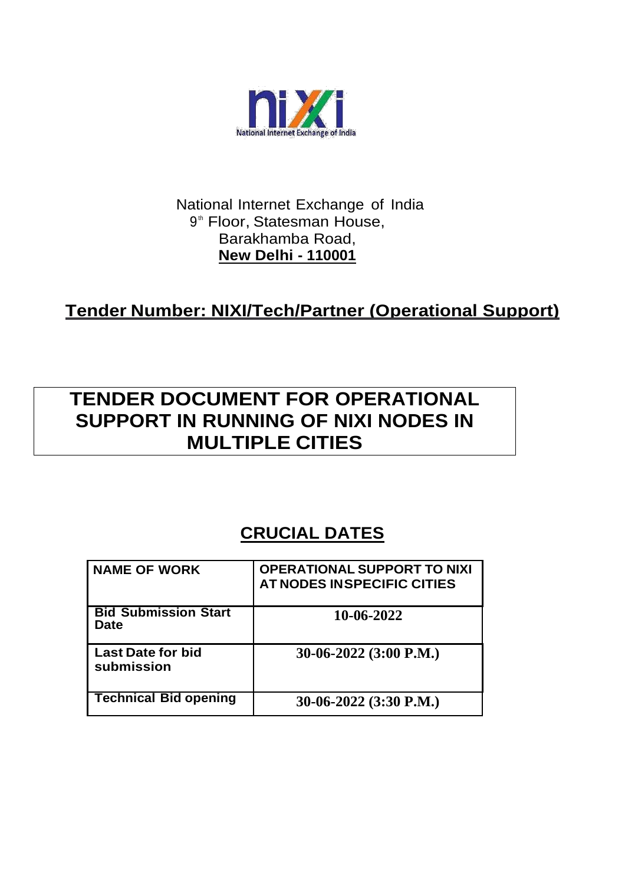National Internet Exchange of India

9th Floor, Statesman House,

Barakhamba Road,

**New Delhi - 110001**

## Tender Number: NIXI/Tech/Partner (Operational Support)

# TENDER DOCUMENT FOR OPERATIONAL SUPPORT IN RUNNING OF NIXI NODES IN MULTIPLE CITIES

## CRUCIAL DATES

| NAME OF WORK | OPERATIONAL SUPPORT TO NIXI AT NODES INSPECIFIC CITIES |
|---|---|
| Bid Submission Start Date | 10-06-2022 |
| Last Date for bid submission | 30-06-2022 (3:00 P.M.) |
| Technical Bid opening | 30-06-2022 (3:30 P.M.) |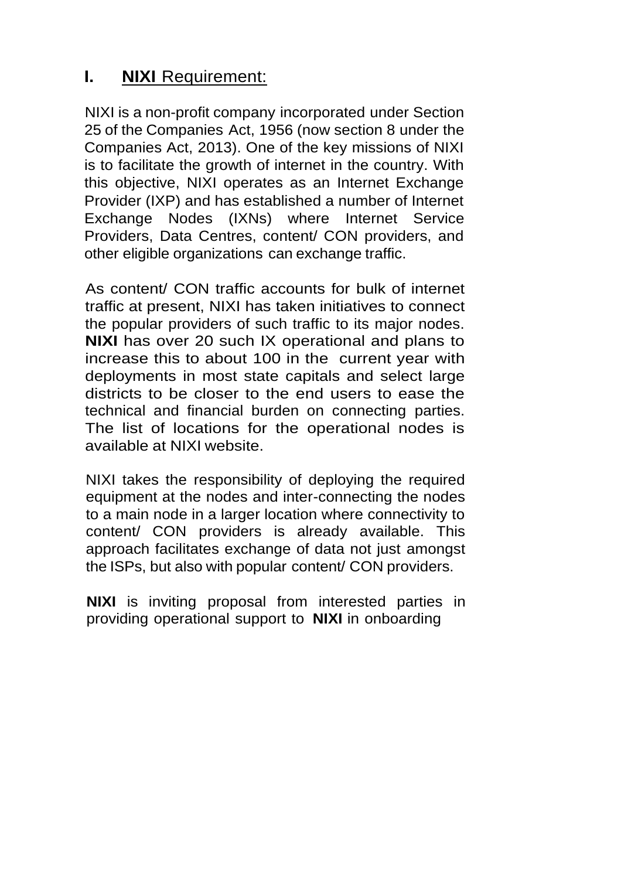## I. **NIXI** Requirement:

NIXI is a non-profit company incorporated under Section 25 of the Companies Act, 1956 (now section 8 under the Companies Act, 2013). One of the key missions of NIXI is to facilitate the growth of internet in the country. With this objective, NIXI operates as an Internet Exchange Provider (IXP) and has established a number of Internet Exchange Nodes (IXNs) where Internet Service Providers, Data Centres, content/ CON providers, and other eligible organizations can exchange traffic.

As content/ CON traffic accounts for bulk of internet traffic at present, NIXI has taken initiatives to connect the popular providers of such traffic to its major nodes. **NIXI** has over 20 such IX operational and plans to increase this to about 100 in the current year with deployments in most state capitals and select large districts to be closer to the end users to ease the technical and financial burden on connecting parties. The list of locations for the operational nodes is available at NIXI website.

NIXI takes the responsibility of deploying the required equipment at the nodes and inter-connecting the nodes to a main node in a larger location where connectivity to content/ CON providers is already available. This approach facilitates exchange of data not just amongst the ISPs, but also with popular content/ CON providers.

**NIXI** is inviting proposal from interested parties in providing operational support to **NIXI** in onboarding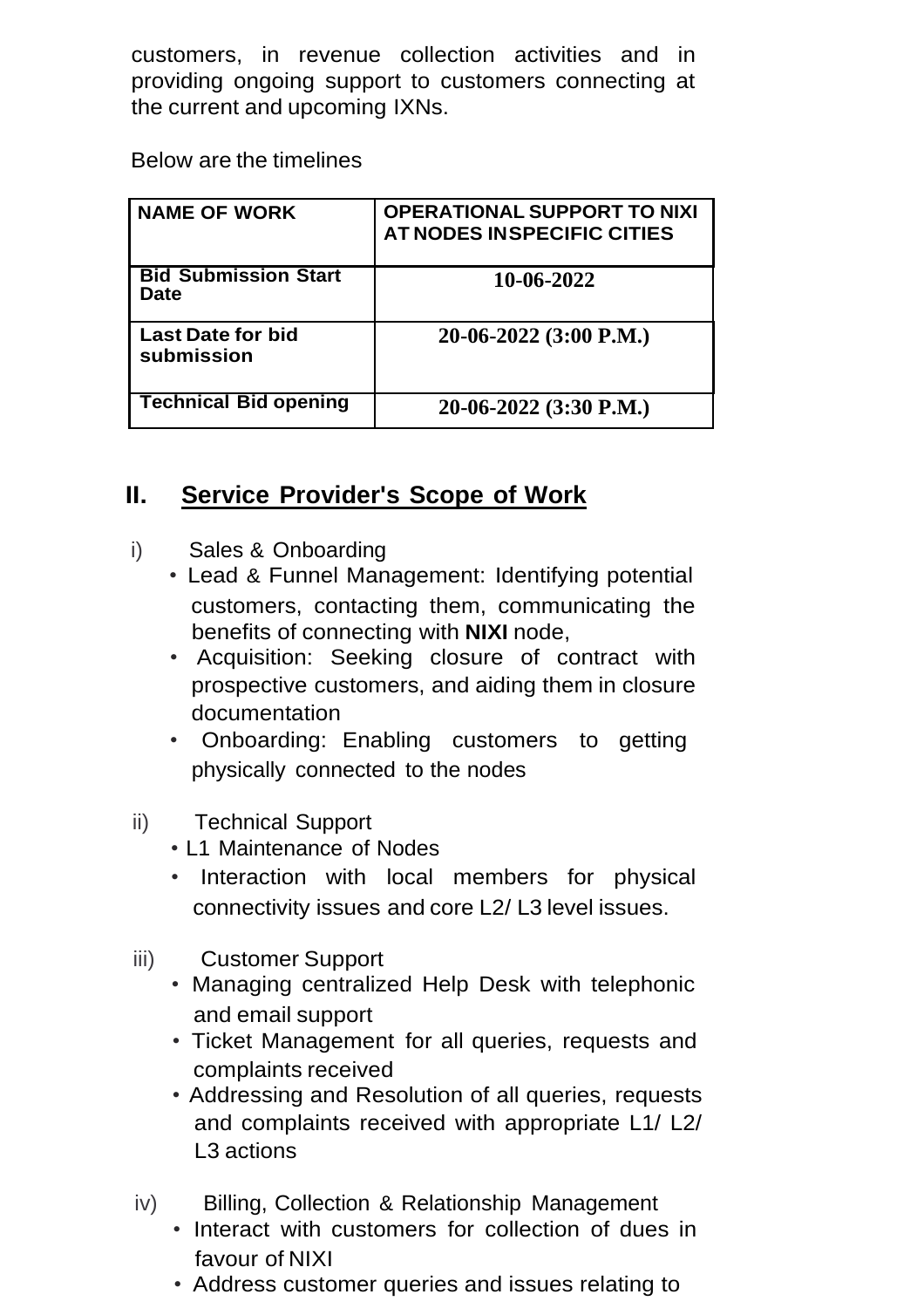customers, in revenue collection activities and in providing ongoing support to customers connecting at the current and upcoming IXNs.

Below are the timelines

| NAME OF WORK | OPERATIONAL SUPPORT TO NIXI AT NODES INSPECIFIC CITIES |
|---|---|
| Bid Submission Start Date | 10-06-2022 |
| Last Date for bid submission | 20-06-2022 (3:00 P.M.) |
| Technical Bid opening | 20-06-2022 (3:30 P.M.) |

## II. Service Provider's Scope of Work

i) Sales & Onboarding

- Lead & Funnel Management: Identifying potential customers, contacting them, communicating the benefits of connecting with **NIXI** node,
- Acquisition: Seeking closure of contract with prospective customers, and aiding them in closure documentation
- Onboarding: Enabling customers to getting physically connected to the nodes

ii) Technical Support

- L1 Maintenance of Nodes
- Interaction with local members for physical connectivity issues and core L2/ L3 level issues.

iii) Customer Support

- Managing centralized Help Desk with telephonic and email support
- Ticket Management for all queries, requests and complaints received
- Addressing and Resolution of all queries, requests and complaints received with appropriate L1/ L2/ L3 actions

iv) Billing, Collection & Relationship Management

- Interact with customers for collection of dues in favour of NIXI
- Address customer queries and issues relating to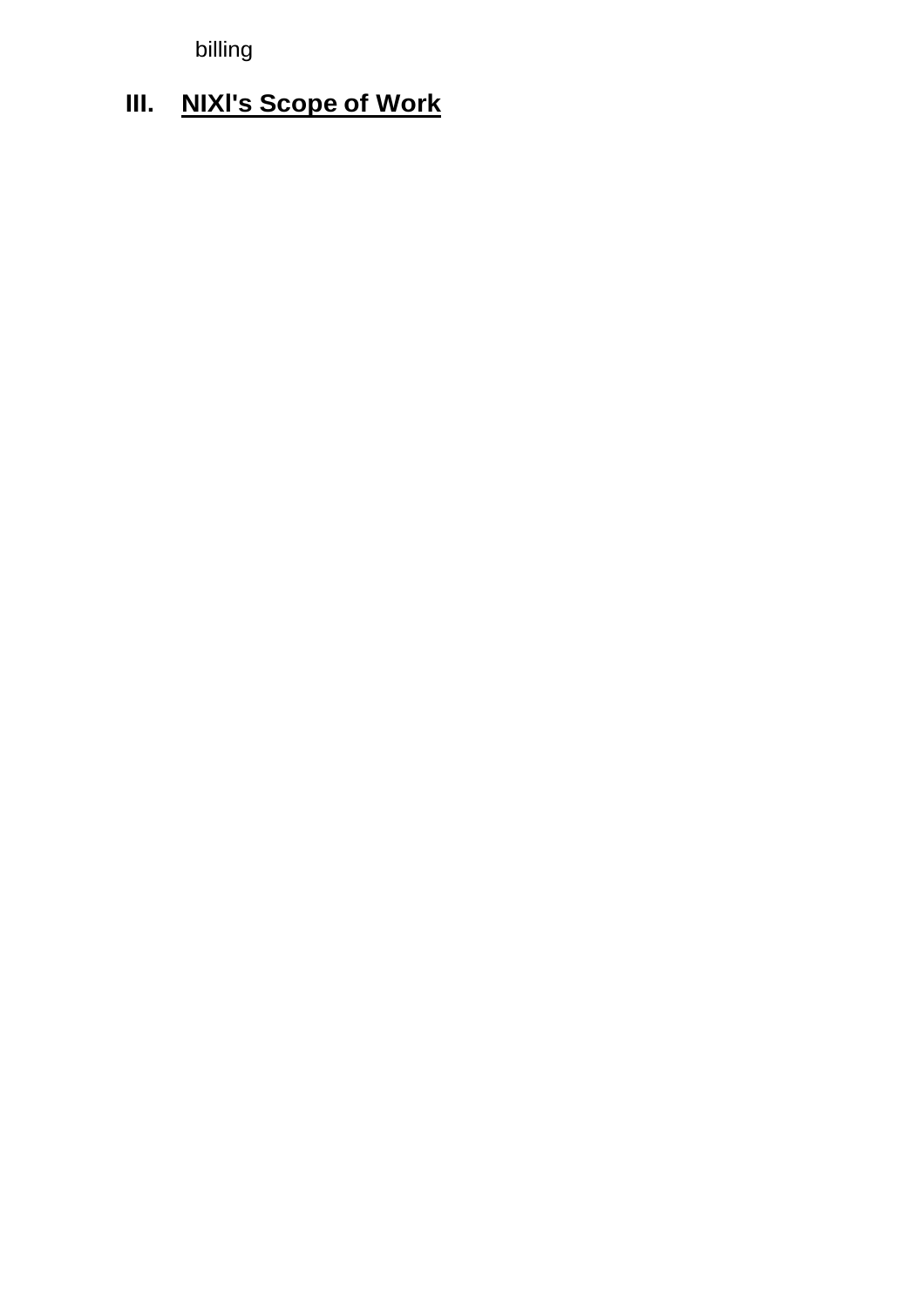billing

## III. NIXI's Scope of Work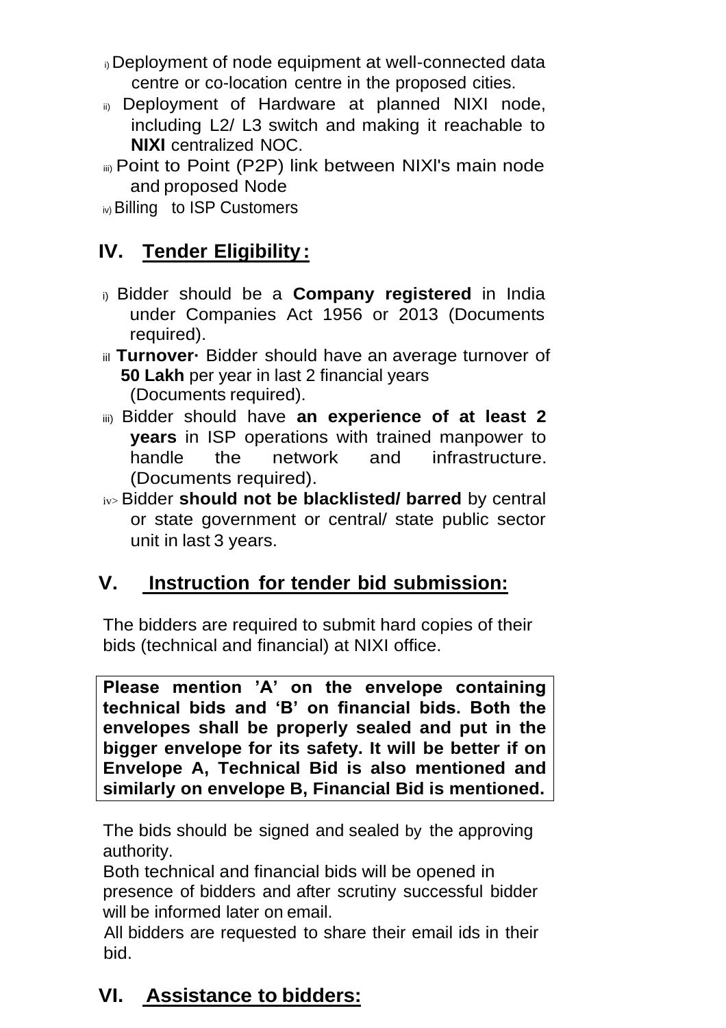i) Deployment of node equipment at well-connected data centre or co-location centre in the proposed cities.

ii) Deployment of Hardware at planned NIXI node, including L2/ L3 switch and making it reachable to **NIXI** centralized NOC.

iii) Point to Point (P2P) link between NIXl's main node and proposed Node

iv) Billing to ISP Customers

## IV. Tender Eligibility:

i) Bidder should be a **Company registered** in India under Companies Act 1956 or 2013 (Documents required).

ii) **Turnover·** Bidder should have an average turnover of **50 Lakh** per year in last 2 financial years (Documents required).

iii) Bidder should have **an experience of at least 2 years** in ISP operations with trained manpower to handle the network and infrastructure. (Documents required).

iv) Bidder **should not be blacklisted/ barred** by central or state government or central/ state public sector unit in last 3 years.

## V. Instruction for tender bid submission:

The bidders are required to submit hard copies of their bids (technical and financial) at NIXI office.

**Please mention 'A' on the envelope containing technical bids and 'B' on financial bids. Both the envelopes shall be properly sealed and put in the bigger envelope for its safety. It will be better if on Envelope A, Technical Bid is also mentioned and similarly on envelope B, Financial Bid is mentioned.**

The bids should be signed and sealed by the approving authority.

Both technical and financial bids will be opened in presence of bidders and after scrutiny successful bidder will be informed later on email.

All bidders are requested to share their email ids in their bid.

## VI. Assistance to bidders: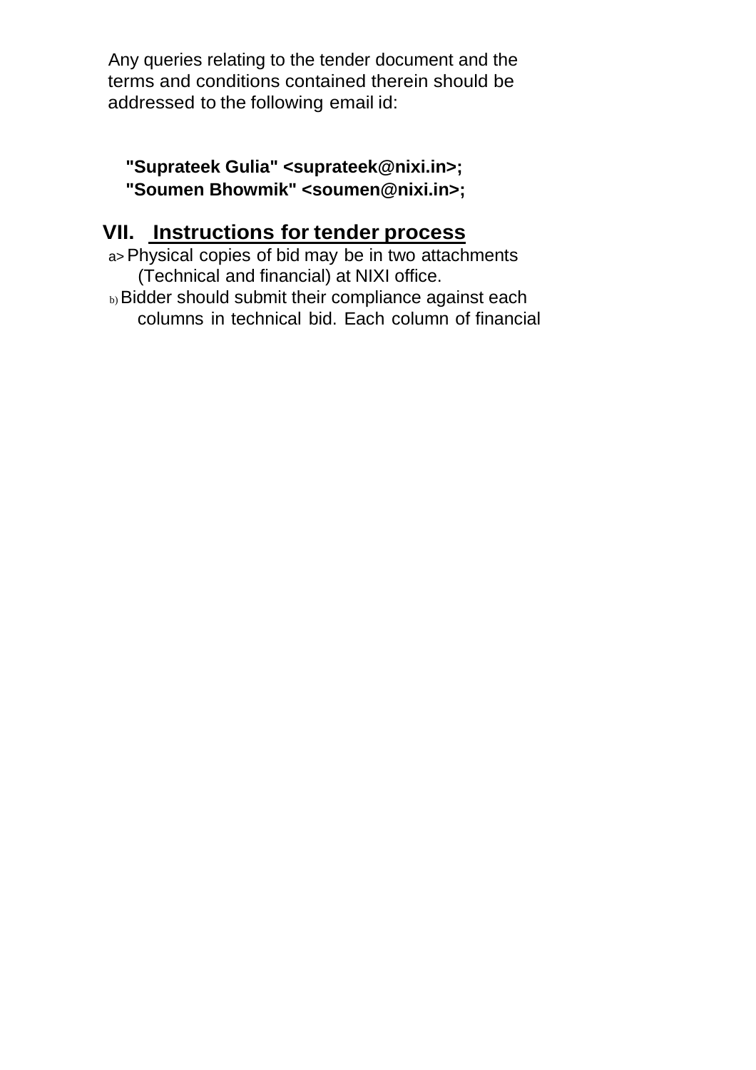Any queries relating to the tender document and the terms and conditions contained therein should be addressed to the following email id:

**"Suprateek Gulia" <suprateek@nixi.in>;**
**"Soumen Bhowmik" <soumen@nixi.in>;**

## VII. Instructions for tender process

a> Physical copies of bid may be in two attachments (Technical and financial) at NIXI office.

b) Bidder should submit their compliance against each columns in technical bid. Each column of financial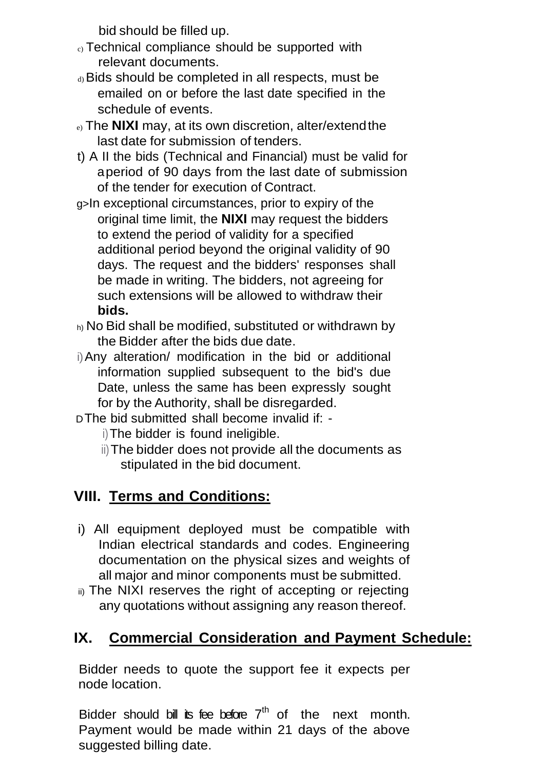bid should be filled up.

c) Technical compliance should be supported with relevant documents.

d) Bids should be completed in all respects, must be emailed on or before the last date specified in the schedule of events.

e) The **NIXI** may, at its own discretion, alter/extend the last date for submission of tenders.

t) A II the bids (Technical and Financial) must be valid for a period of 90 days from the last date of submission of the tender for execution of Contract.

g>In exceptional circumstances, prior to expiry of the original time limit, the **NIXI** may request the bidders to extend the period of validity for a specified additional period beyond the original validity of 90 days. The request and the bidders' responses shall be made in writing. The bidders, not agreeing for such extensions will be allowed to withdraw their **bids.**

h) No Bid shall be modified, substituted or withdrawn by the Bidder after the bids due date.

i) Any alteration/ modification in the bid or additional information supplied subsequent to the bid's due Date, unless the same has been expressly sought for by the Authority, shall be disregarded.

D The bid submitted shall become invalid if: -

i) The bidder is found ineligible.

ii) The bidder does not provide all the documents as stipulated in the bid document.

## VIII. Terms and Conditions:

i) All equipment deployed must be compatible with Indian electrical standards and codes. Engineering documentation on the physical sizes and weights of all major and minor components must be submitted.

ii) The NIXI reserves the right of accepting or rejecting any quotations without assigning any reason thereof.

## IX. Commercial Consideration and Payment Schedule:

Bidder needs to quote the support fee it expects per node location.

Bidder should bill its fee before 7th of the next month. Payment would be made within 21 days of the above suggested billing date.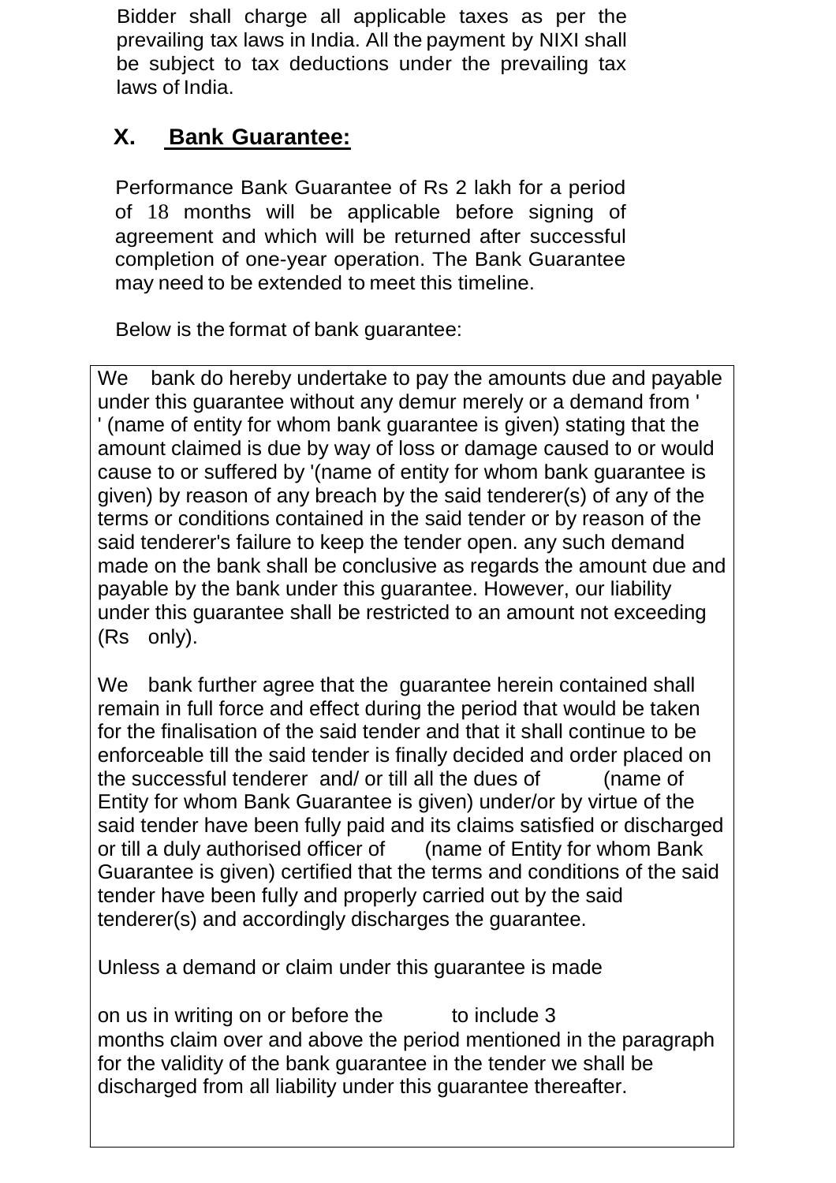Bidder shall charge all applicable taxes as per the prevailing tax laws in India. All the payment by NIXI shall be subject to tax deductions under the prevailing tax laws of India.

## X. **Bank Guarantee:**

Performance Bank Guarantee of Rs 2 lakh for a period of 18 months will be applicable before signing of agreement and which will be returned after successful completion of one-year operation. The Bank Guarantee may need to be extended to meet this timeline.

Below is the format of bank guarantee:

> We bank do hereby undertake to pay the amounts due and payable under this guarantee without any demur merely or a demand from ' ' (name of entity for whom bank guarantee is given) stating that the amount claimed is due by way of loss or damage caused to or would cause to or suffered by '(name of entity for whom bank guarantee is given) by reason of any breach by the said tenderer(s) of any of the terms or conditions contained in the said tender or by reason of the said tenderer's failure to keep the tender open. any such demand made on the bank shall be conclusive as regards the amount due and payable by the bank under this guarantee. However, our liability under this guarantee shall be restricted to an amount not exceeding (Rs only).
>
> We bank further agree that the guarantee herein contained shall remain in full force and effect during the period that would be taken for the finalisation of the said tender and that it shall continue to be enforceable till the said tender is finally decided and order placed on the successful tenderer and/ or till all the dues of (name of Entity for whom Bank Guarantee is given) under/or by virtue of the said tender have been fully paid and its claims satisfied or discharged or till a duly authorised officer of (name of Entity for whom Bank Guarantee is given) certified that the terms and conditions of the said tender have been fully and properly carried out by the said tenderer(s) and accordingly discharges the guarantee.
>
> Unless a demand or claim under this guarantee is made
>
> on us in writing on or before the to include 3 months claim over and above the period mentioned in the paragraph for the validity of the bank guarantee in the tender we shall be discharged from all liability under this guarantee thereafter.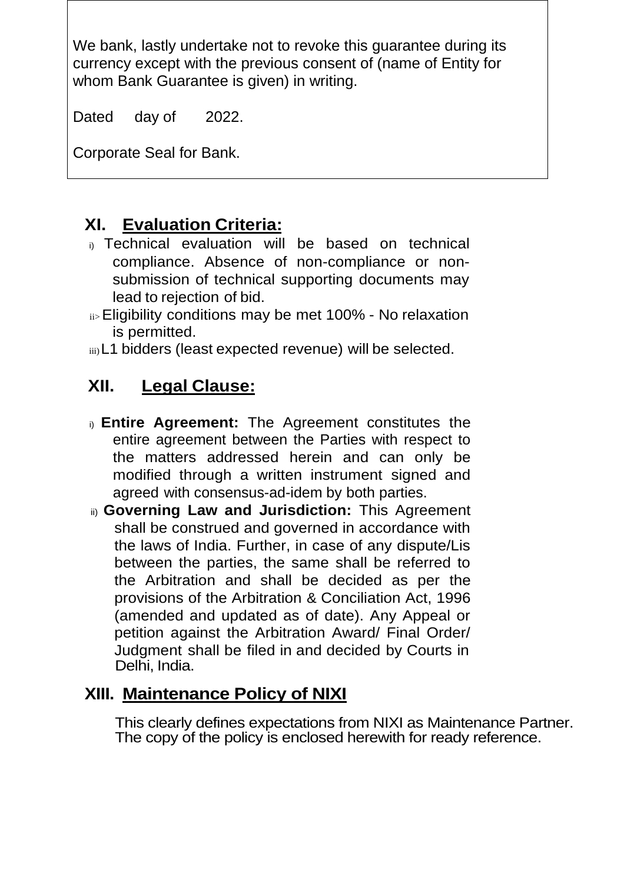We bank, lastly undertake not to revoke this guarantee during its currency except with the previous consent of (name of Entity for whom Bank Guarantee is given) in writing.

Dated day of 2022.

Corporate Seal for Bank.

## XI. Evaluation Criteria:

i) Technical evaluation will be based on technical compliance. Absence of non-compliance or non-submission of technical supporting documents may lead to rejection of bid.

ii> Eligibility conditions may be met 100% - No relaxation is permitted.

iii) L1 bidders (least expected revenue) will be selected.

## XII. Legal Clause:

i) **Entire Agreement:** The Agreement constitutes the entire agreement between the Parties with respect to the matters addressed herein and can only be modified through a written instrument signed and agreed with consensus-ad-idem by both parties.

ii) **Governing Law and Jurisdiction:** This Agreement shall be construed and governed in accordance with the laws of India. Further, in case of any dispute/Lis between the parties, the same shall be referred to the Arbitration and shall be decided as per the provisions of the Arbitration & Conciliation Act, 1996 (amended and updated as of date). Any Appeal or petition against the Arbitration Award/ Final Order/ Judgment shall be filed in and decided by Courts in Delhi, India.

## XIII. Maintenance Policy of NIXI

This clearly defines expectations from NIXI as Maintenance Partner. The copy of the policy is enclosed herewith for ready reference.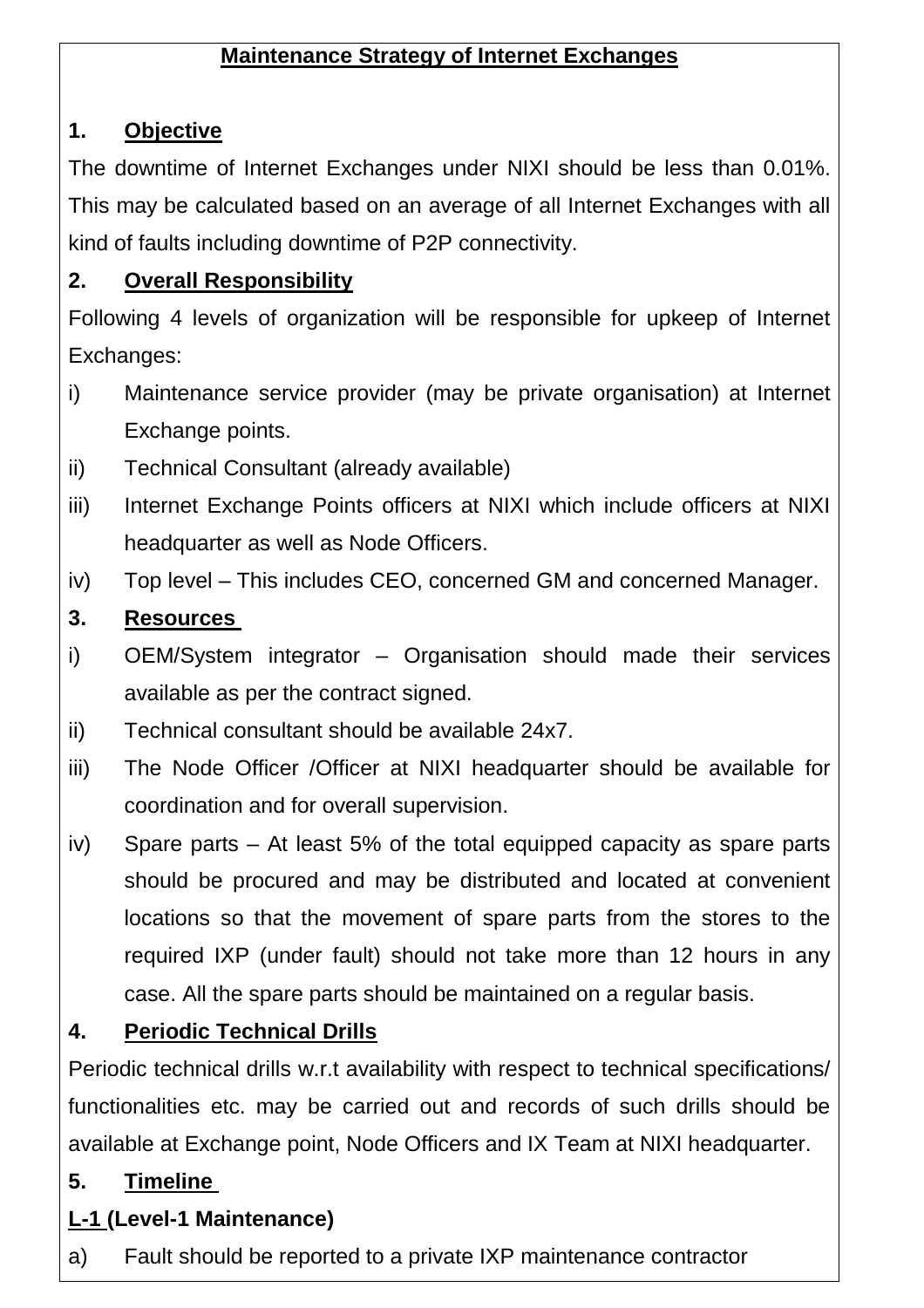## Maintenance Strategy of Internet Exchanges

### 1. Objective

The downtime of Internet Exchanges under NIXI should be less than 0.01%. This may be calculated based on an average of all Internet Exchanges with all kind of faults including downtime of P2P connectivity.

### 2. Overall Responsibility

Following 4 levels of organization will be responsible for upkeep of Internet Exchanges:

i) Maintenance service provider (may be private organisation) at Internet Exchange points.

ii) Technical Consultant (already available)

iii) Internet Exchange Points officers at NIXI which include officers at NIXI headquarter as well as Node Officers.

iv) Top level – This includes CEO, concerned GM and concerned Manager.

### 3. Resources

i) OEM/System integrator – Organisation should made their services available as per the contract signed.

ii) Technical consultant should be available 24x7.

iii) The Node Officer /Officer at NIXI headquarter should be available for coordination and for overall supervision.

iv) Spare parts – At least 5% of the total equipped capacity as spare parts should be procured and may be distributed and located at convenient locations so that the movement of spare parts from the stores to the required IXP (under fault) should not take more than 12 hours in any case. All the spare parts should be maintained on a regular basis.

### 4. Periodic Technical Drills

Periodic technical drills w.r.t availability with respect to technical specifications/ functionalities etc. may be carried out and records of such drills should be available at Exchange point, Node Officers and IX Team at NIXI headquarter.

### 5. Timeline

**L-1 (Level-1 Maintenance)**

a) Fault should be reported to a private IXP maintenance contractor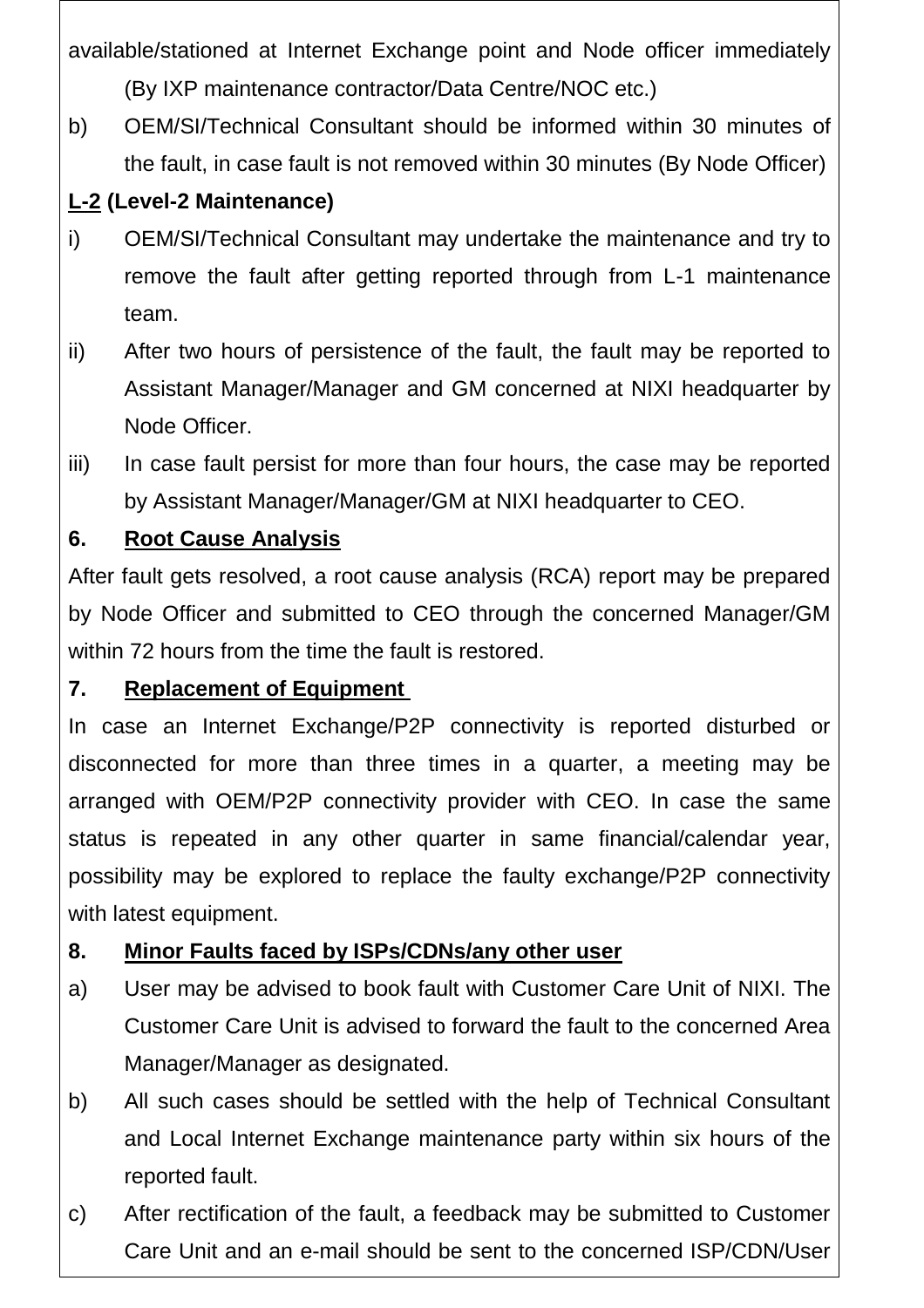available/stationed at Internet Exchange point and Node officer immediately (By IXP maintenance contractor/Data Centre/NOC etc.)

b) OEM/SI/Technical Consultant should be informed within 30 minutes of the fault, in case fault is not removed within 30 minutes (By Node Officer)

**<u>L-2</u> (Level-2 Maintenance)**

i) OEM/SI/Technical Consultant may undertake the maintenance and try to remove the fault after getting reported through from L-1 maintenance team.

ii) After two hours of persistence of the fault, the fault may be reported to Assistant Manager/Manager and GM concerned at NIXI headquarter by Node Officer.

iii) In case fault persist for more than four hours, the case may be reported by Assistant Manager/Manager/GM at NIXI headquarter to CEO.

**6. <u>Root Cause Analysis</u>**

After fault gets resolved, a root cause analysis (RCA) report may be prepared by Node Officer and submitted to CEO through the concerned Manager/GM within 72 hours from the time the fault is restored.

**7. <u>Replacement of Equipment</u>**

In case an Internet Exchange/P2P connectivity is reported disturbed or disconnected for more than three times in a quarter, a meeting may be arranged with OEM/P2P connectivity provider with CEO. In case the same status is repeated in any other quarter in same financial/calendar year, possibility may be explored to replace the faulty exchange/P2P connectivity with latest equipment.

**8. <u>Minor Faults faced by ISPs/CDNs/any other user</u>**

a) User may be advised to book fault with Customer Care Unit of NIXI. The Customer Care Unit is advised to forward the fault to the concerned Area Manager/Manager as designated.

b) All such cases should be settled with the help of Technical Consultant and Local Internet Exchange maintenance party within six hours of the reported fault.

c) After rectification of the fault, a feedback may be submitted to Customer Care Unit and an e-mail should be sent to the concerned ISP/CDN/User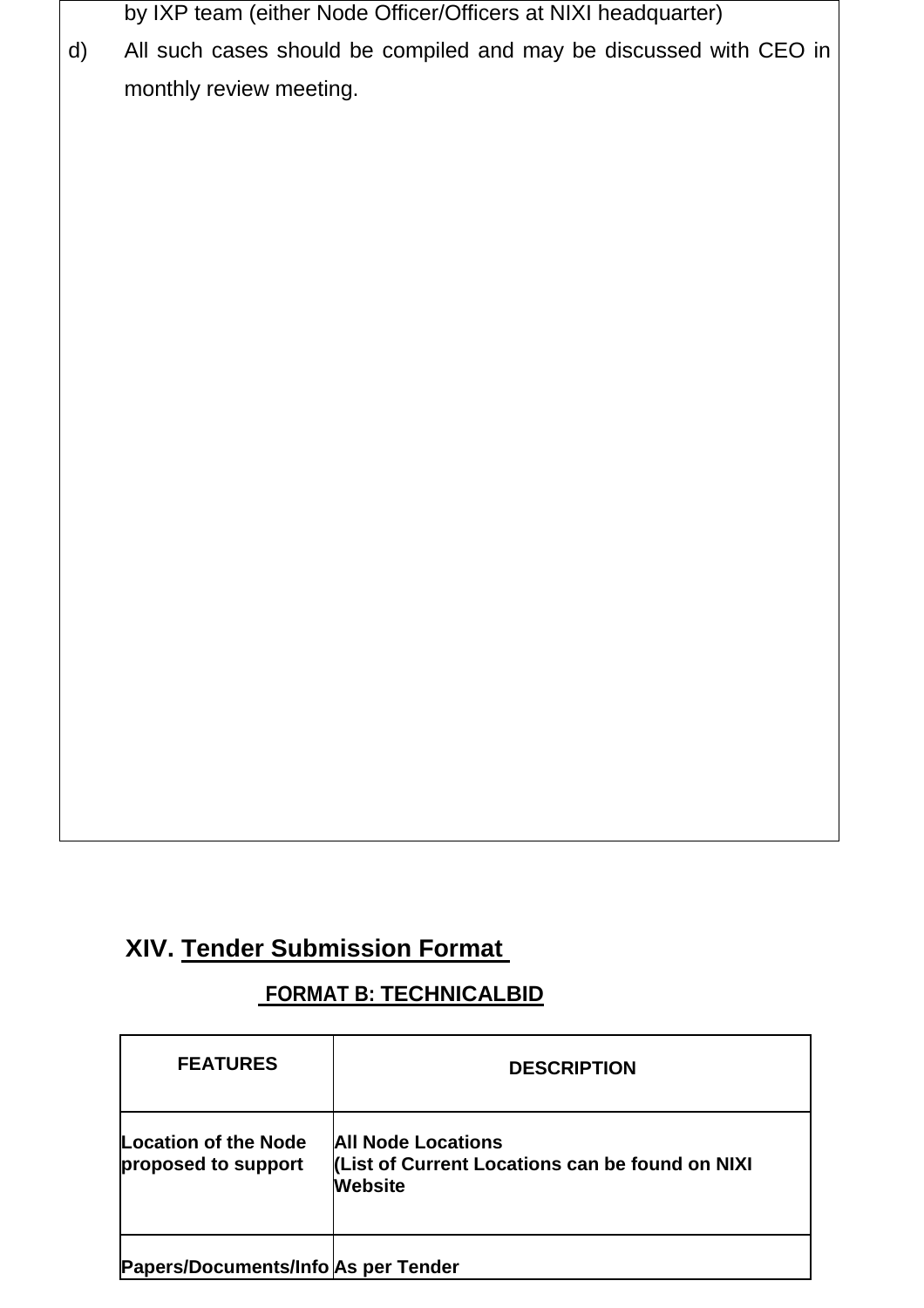by IXP team (either Node Officer/Officers at NIXI headquarter)

d) All such cases should be compiled and may be discussed with CEO in monthly review meeting.

## XIV. Tender Submission Format

### FORMAT B: TECHNICALBID

| FEATURES | DESCRIPTION |
|---|---|
| **Location of the Node proposed to support** | **All Node Locations (List of Current Locations can be found on NIXI Website** |
| **Papers/Documents/Info** | **As per Tender** |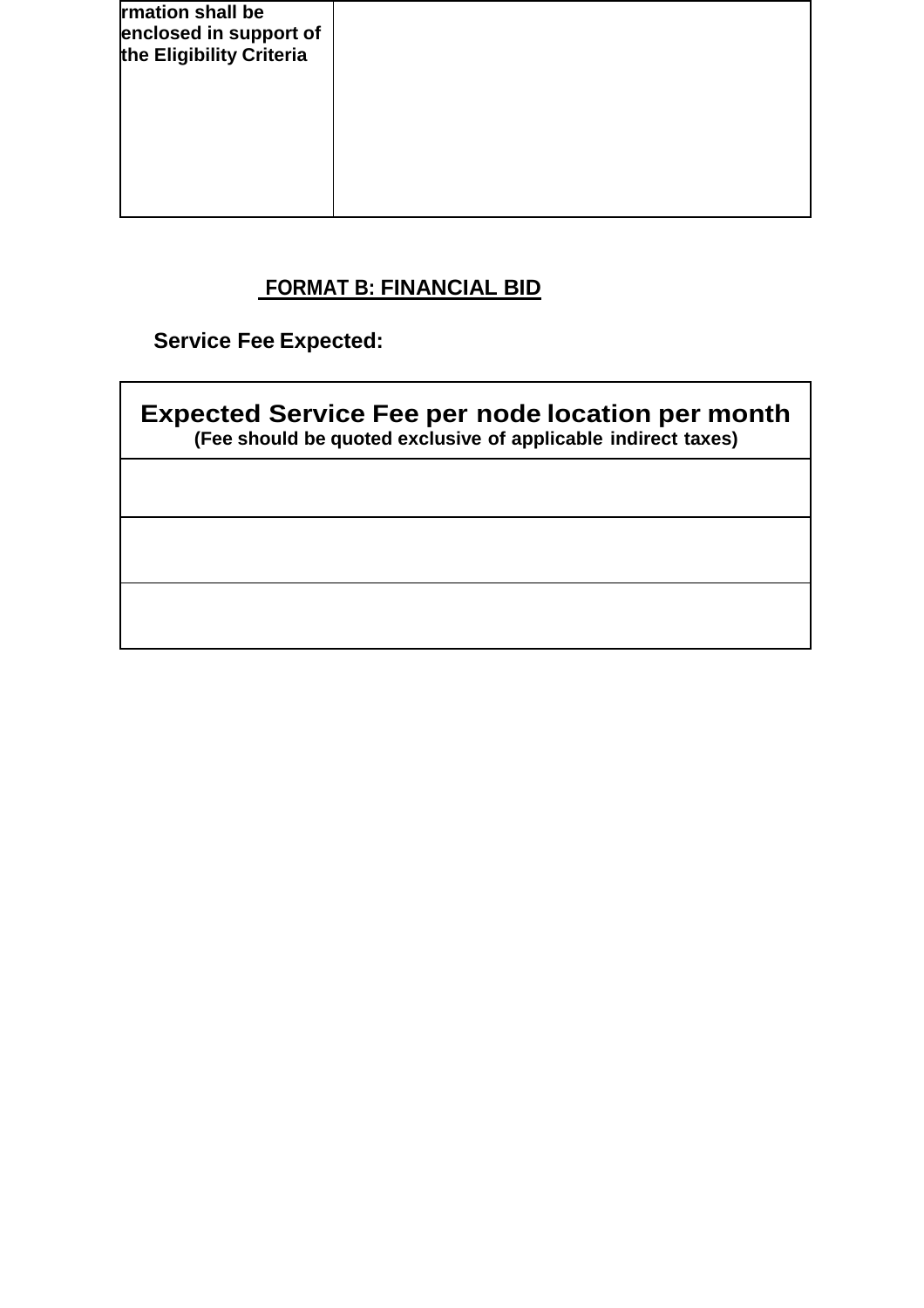| | |
|---|---|
| **rmation shall be enclosed in support of the Eligibility Criteria** | |

## FORMAT B: FINANCIAL BID

**Service Fee Expected:**

| **Expected Service Fee per node location per month** **(Fee should be quoted exclusive of applicable indirect taxes)** |
|---|
| |
| |
| |